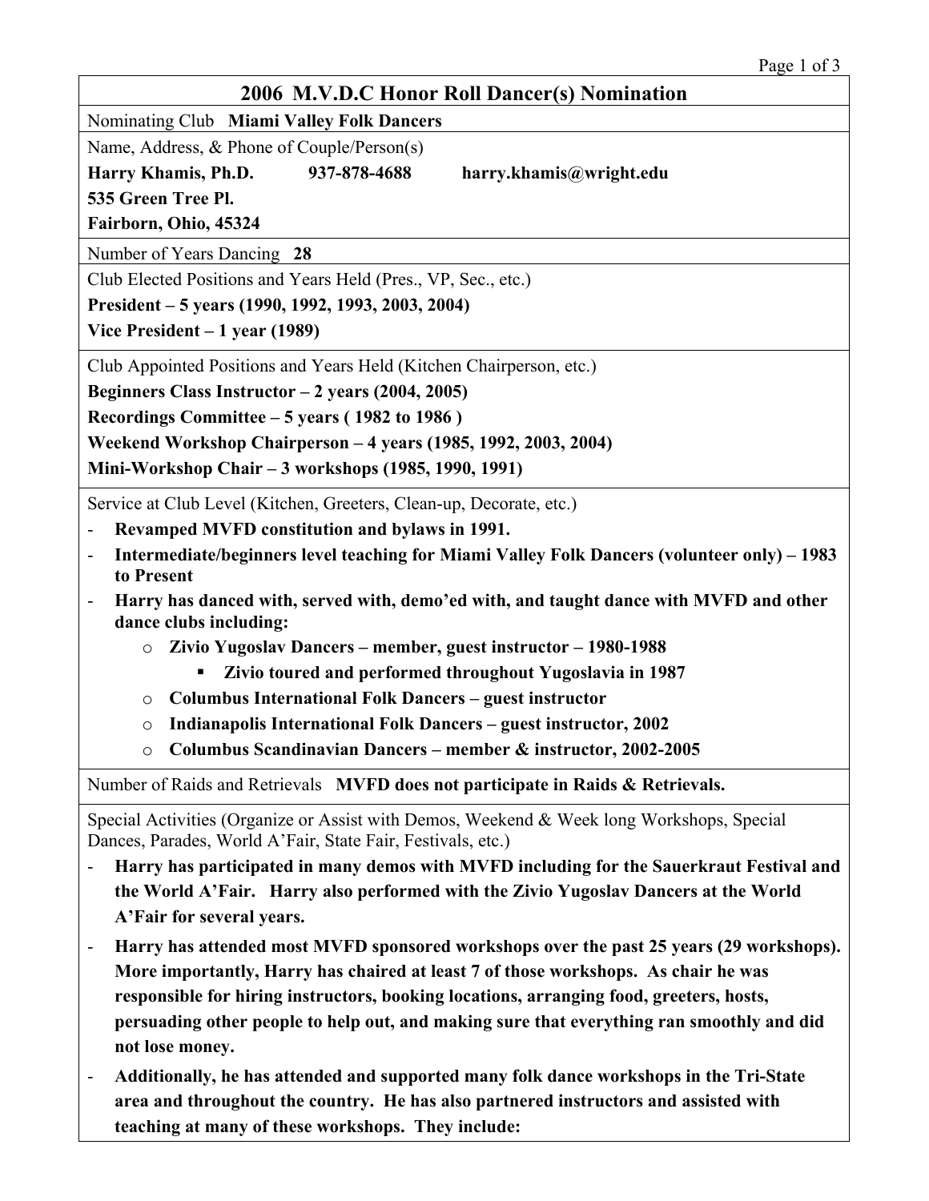# 2006 M.V.D.C Honor Roll Dancer(s) Nomination

Nominating Club **Miami Valley Folk Dancers**

Name, Address, & Phone of Couple/Person(s)

**Harry Khamis, Ph.D. 937-878-4688 harry.khamis@wright.edu**
**535 Green Tree Pl.**
**Fairborn, Ohio, 45324**

Number of Years Dancing **28**

Club Elected Positions and Years Held (Pres., VP, Sec., etc.)

**President – 5 years (1990, 1992, 1993, 2003, 2004)**
**Vice President – 1 year (1989)**

Club Appointed Positions and Years Held (Kitchen Chairperson, etc.)

**Beginners Class Instructor – 2 years (2004, 2005)**
**Recordings Committee – 5 years ( 1982 to 1986 )**
**Weekend Workshop Chairperson – 4 years (1985, 1992, 2003, 2004)**
**Mini-Workshop Chair – 3 workshops (1985, 1990, 1991)**

Service at Club Level (Kitchen, Greeters, Clean-up, Decorate, etc.)

- **Revamped MVFD constitution and bylaws in 1991.**
- **Intermediate/beginners level teaching for Miami Valley Folk Dancers (volunteer only) – 1983 to Present**
- **Harry has danced with, served with, demo'ed with, and taught dance with MVFD and other dance clubs including:**
  - **Zivio Yugoslav Dancers – member, guest instructor – 1980-1988**
    - **Zivio toured and performed throughout Yugoslavia in 1987**
  - **Columbus International Folk Dancers – guest instructor**
  - **Indianapolis International Folk Dancers – guest instructor, 2002**
  - **Columbus Scandinavian Dancers – member & instructor, 2002-2005**

Number of Raids and Retrievals **MVFD does not participate in Raids & Retrievals.**

Special Activities (Organize or Assist with Demos, Weekend & Week long Workshops, Special Dances, Parades, World A'Fair, State Fair, Festivals, etc.)

- **Harry has participated in many demos with MVFD including for the Sauerkraut Festival and the World A'Fair. Harry also performed with the Zivio Yugoslav Dancers at the World A'Fair for several years.**
- **Harry has attended most MVFD sponsored workshops over the past 25 years (29 workshops). More importantly, Harry has chaired at least 7 of those workshops. As chair he was responsible for hiring instructors, booking locations, arranging food, greeters, hosts, persuading other people to help out, and making sure that everything ran smoothly and did not lose money.**
- **Additionally, he has attended and supported many folk dance workshops in the Tri-State area and throughout the country. He has also partnered instructors and assisted with teaching at many of these workshops. They include:**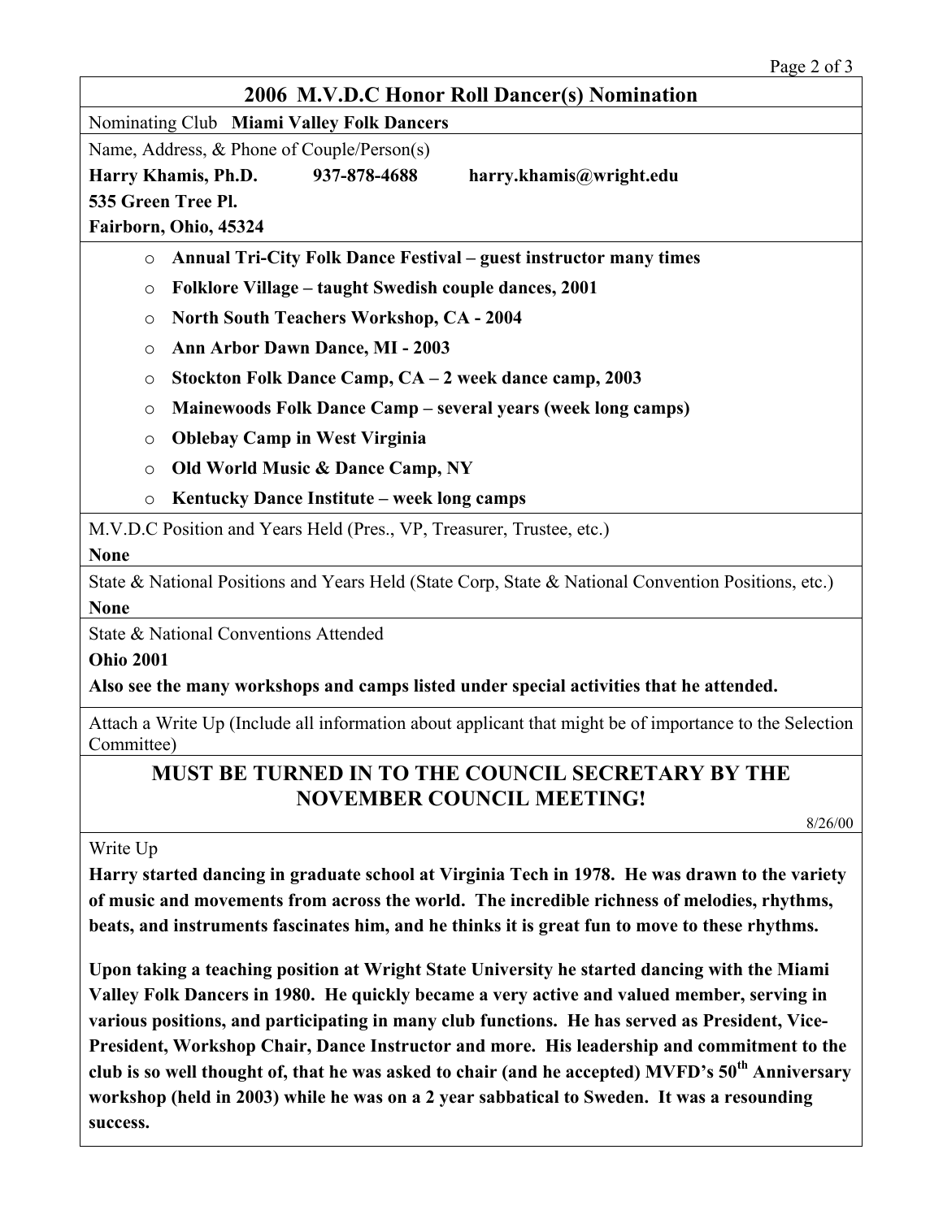## 2006 M.V.D.C Honor Roll Dancer(s) Nomination

Nominating Club **Miami Valley Folk Dancers**

Name, Address, & Phone of Couple/Person(s)

**Harry Khamis, Ph.D. 937-878-4688 harry.khamis@wright.edu**
**535 Green Tree Pl.**
**Fairborn, Ohio, 45324**

- **Annual Tri-City Folk Dance Festival – guest instructor many times**
- **Folklore Village – taught Swedish couple dances, 2001**
- **North South Teachers Workshop, CA - 2004**
- **Ann Arbor Dawn Dance, MI - 2003**
- **Stockton Folk Dance Camp, CA – 2 week dance camp, 2003**
- **Mainewoods Folk Dance Camp – several years (week long camps)**
- **Oblebay Camp in West Virginia**
- **Old World Music & Dance Camp, NY**
- **Kentucky Dance Institute – week long camps**

M.V.D.C Position and Years Held (Pres., VP, Treasurer, Trustee, etc.)

**None**

State & National Positions and Years Held (State Corp, State & National Convention Positions, etc.)

**None**

State & National Conventions Attended

**Ohio 2001**

**Also see the many workshops and camps listed under special activities that he attended.**

Attach a Write Up (Include all information about applicant that might be of importance to the Selection Committee)

**MUST BE TURNED IN TO THE COUNCIL SECRETARY BY THE NOVEMBER COUNCIL MEETING!**

8/26/00

Write Up

**Harry started dancing in graduate school at Virginia Tech in 1978. He was drawn to the variety of music and movements from across the world. The incredible richness of melodies, rhythms, beats, and instruments fascinates him, and he thinks it is great fun to move to these rhythms.**

**Upon taking a teaching position at Wright State University he started dancing with the Miami Valley Folk Dancers in 1980. He quickly became a very active and valued member, serving in various positions, and participating in many club functions. He has served as President, Vice-President, Workshop Chair, Dance Instructor and more. His leadership and commitment to the club is so well thought of, that he was asked to chair (and he accepted) MVFD's 50th Anniversary workshop (held in 2003) while he was on a 2 year sabbatical to Sweden. It was a resounding success.**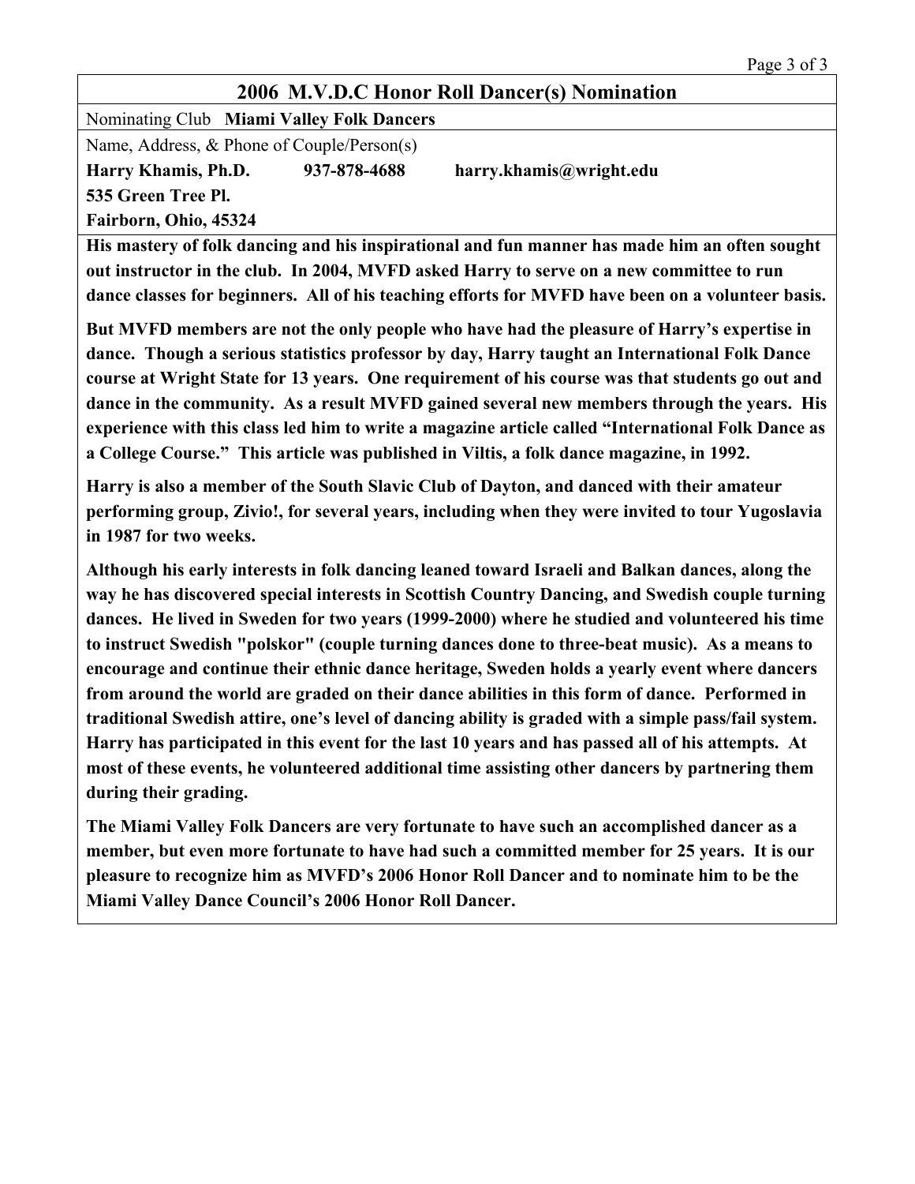## 2006 M.V.D.C Honor Roll Dancer(s) Nomination

Nominating Club **Miami Valley Folk Dancers**

Name, Address, & Phone of Couple/Person(s)

**Harry Khamis, Ph.D. 937-878-4688 harry.khamis@wright.edu**
**535 Green Tree Pl.**
**Fairborn, Ohio, 45324**

**His mastery of folk dancing and his inspirational and fun manner has made him an often sought out instructor in the club. In 2004, MVFD asked Harry to serve on a new committee to run dance classes for beginners. All of his teaching efforts for MVFD have been on a volunteer basis.**

**But MVFD members are not the only people who have had the pleasure of Harry's expertise in dance. Though a serious statistics professor by day, Harry taught an International Folk Dance course at Wright State for 13 years. One requirement of his course was that students go out and dance in the community. As a result MVFD gained several new members through the years. His experience with this class led him to write a magazine article called "International Folk Dance as a College Course." This article was published in Viltis, a folk dance magazine, in 1992.**

**Harry is also a member of the South Slavic Club of Dayton, and danced with their amateur performing group, Zivio!, for several years, including when they were invited to tour Yugoslavia in 1987 for two weeks.**

**Although his early interests in folk dancing leaned toward Israeli and Balkan dances, along the way he has discovered special interests in Scottish Country Dancing, and Swedish couple turning dances. He lived in Sweden for two years (1999-2000) where he studied and volunteered his time to instruct Swedish "polskor" (couple turning dances done to three-beat music). As a means to encourage and continue their ethnic dance heritage, Sweden holds a yearly event where dancers from around the world are graded on their dance abilities in this form of dance. Performed in traditional Swedish attire, one's level of dancing ability is graded with a simple pass/fail system. Harry has participated in this event for the last 10 years and has passed all of his attempts. At most of these events, he volunteered additional time assisting other dancers by partnering them during their grading.**

**The Miami Valley Folk Dancers are very fortunate to have such an accomplished dancer as a member, but even more fortunate to have had such a committed member for 25 years. It is our pleasure to recognize him as MVFD's 2006 Honor Roll Dancer and to nominate him to be the Miami Valley Dance Council's 2006 Honor Roll Dancer.**